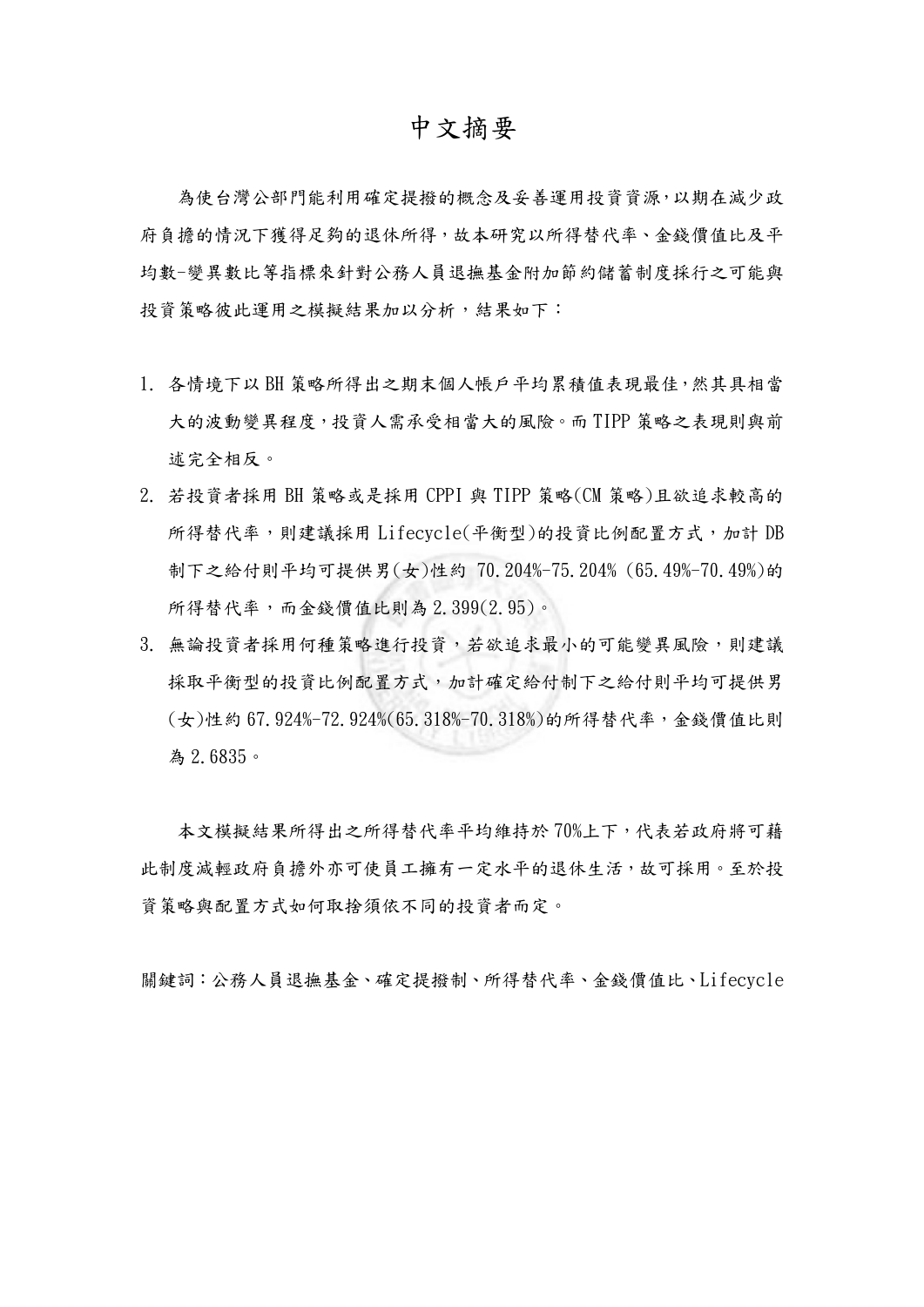# 中文摘要

為使台灣公部門能利用確定提撥的概念及妥善運用投資資源，以期在減少政府負擔的情況下獲得足夠的退休所得，故本研究以所得替代率、金錢價值比及平均數-變異數比等指標來針對公務人員退撫基金附加節約儲蓄制度採行之可能與投資策略彼此運用之模擬結果加以分析，結果如下：

1. 各情境下以 BH 策略所得出之期末個人帳戶平均累積值表現最佳，然其具相當大的波動變異程度，投資人需承受相當大的風險。而 TIPP 策略之表現則與前述完全相反。
2. 若投資者採用 BH 策略或是採用 CPPI 與 TIPP 策略(CM 策略)且欲追求較高的所得替代率，則建議採用 Lifecycle(平衡型)的投資比例配置方式，加計 DB 制下之給付則平均可提供男(女)性約 70.204%-75.204% (65.49%-70.49%)的所得替代率，而金錢價值比則為 2.399(2.95)。
3. 無論投資者採用何種策略進行投資，若欲追求最小的可能變異風險，則建議採取平衡型的投資比例配置方式，加計確定給付制下之給付則平均可提供男(女)性約 67.924%-72.924%(65.318%-70.318%)的所得替代率，金錢價值比則為 2.6835。

本文模擬結果所得出之所得替代率平均維持於 70%上下，代表若政府將可藉此制度減輕政府負擔外亦可使員工擁有一定水平的退休生活，故可採用。至於投資策略與配置方式如何取捨須依不同的投資者而定。

關鍵詞：公務人員退撫基金、確定提撥制、所得替代率、金錢價值比、Lifecycle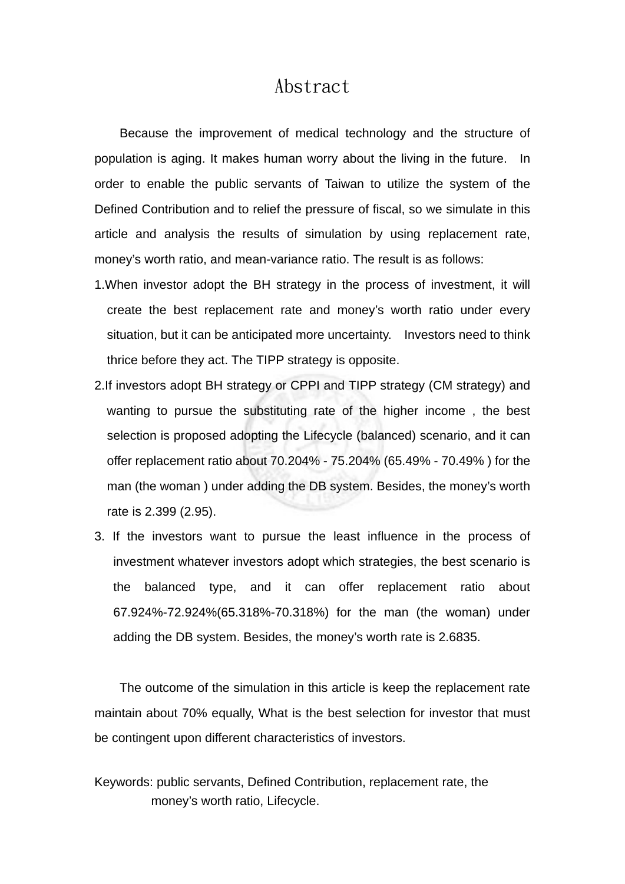# Abstract

Because the improvement of medical technology and the structure of population is aging. It makes human worry about the living in the future. In order to enable the public servants of Taiwan to utilize the system of the Defined Contribution and to relief the pressure of fiscal, so we simulate in this article and analysis the results of simulation by using replacement rate, money's worth ratio, and mean-variance ratio. The result is as follows:

1. When investor adopt the BH strategy in the process of investment, it will create the best replacement rate and money's worth ratio under every situation, but it can be anticipated more uncertainty. Investors need to think thrice before they act. The TIPP strategy is opposite.
2. If investors adopt BH strategy or CPPI and TIPP strategy (CM strategy) and wanting to pursue the substituting rate of the higher income , the best selection is proposed adopting the Lifecycle (balanced) scenario, and it can offer replacement ratio about 70.204% - 75.204% (65.49% - 70.49% ) for the man (the woman ) under adding the DB system. Besides, the money's worth rate is 2.399 (2.95).
3. If the investors want to pursue the least influence in the process of investment whatever investors adopt which strategies, the best scenario is the balanced type, and it can offer replacement ratio about 67.924%-72.924%(65.318%-70.318%) for the man (the woman) under adding the DB system. Besides, the money's worth rate is 2.6835.

The outcome of the simulation in this article is keep the replacement rate maintain about 70% equally, What is the best selection for investor that must be contingent upon different characteristics of investors.

Keywords: public servants, Defined Contribution, replacement rate, the money's worth ratio, Lifecycle.